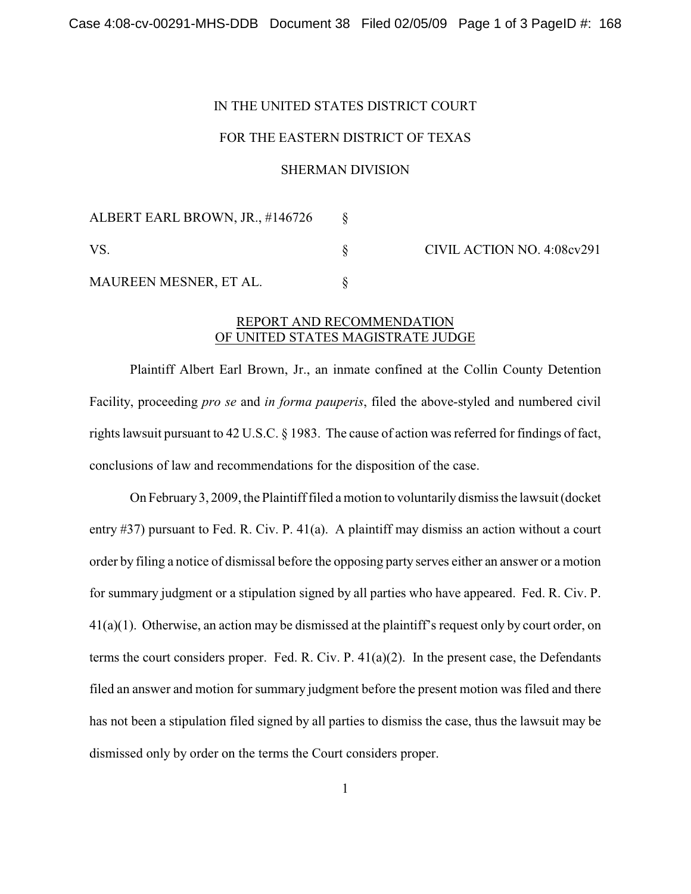IN THE UNITED STATES DISTRICT COURT

FOR THE EASTERN DISTRICT OF TEXAS

SHERMAN DIVISION

| | | |
|---|---|---|
| ALBERT EARL BROWN, JR., #146726 | § | |
| VS. | § | CIVIL ACTION NO. 4:08cv291 |
| MAUREEN MESNER, ET AL. | § | |

REPORT AND RECOMMENDATION
OF UNITED STATES MAGISTRATE JUDGE

Plaintiff Albert Earl Brown, Jr., an inmate confined at the Collin County Detention Facility, proceeding *pro se* and *in forma pauperis*, filed the above-styled and numbered civil rights lawsuit pursuant to 42 U.S.C. § 1983. The cause of action was referred for findings of fact, conclusions of law and recommendations for the disposition of the case.

On February 3, 2009, the Plaintiff filed a motion to voluntarily dismiss the lawsuit (docket entry #37) pursuant to Fed. R. Civ. P. 41(a). A plaintiff may dismiss an action without a court order by filing a notice of dismissal before the opposing party serves either an answer or a motion for summary judgment or a stipulation signed by all parties who have appeared. Fed. R. Civ. P. 41(a)(1). Otherwise, an action may be dismissed at the plaintiff's request only by court order, on terms the court considers proper. Fed. R. Civ. P. 41(a)(2). In the present case, the Defendants filed an answer and motion for summary judgment before the present motion was filed and there has not been a stipulation filed signed by all parties to dismiss the case, thus the lawsuit may be dismissed only by order on the terms the Court considers proper.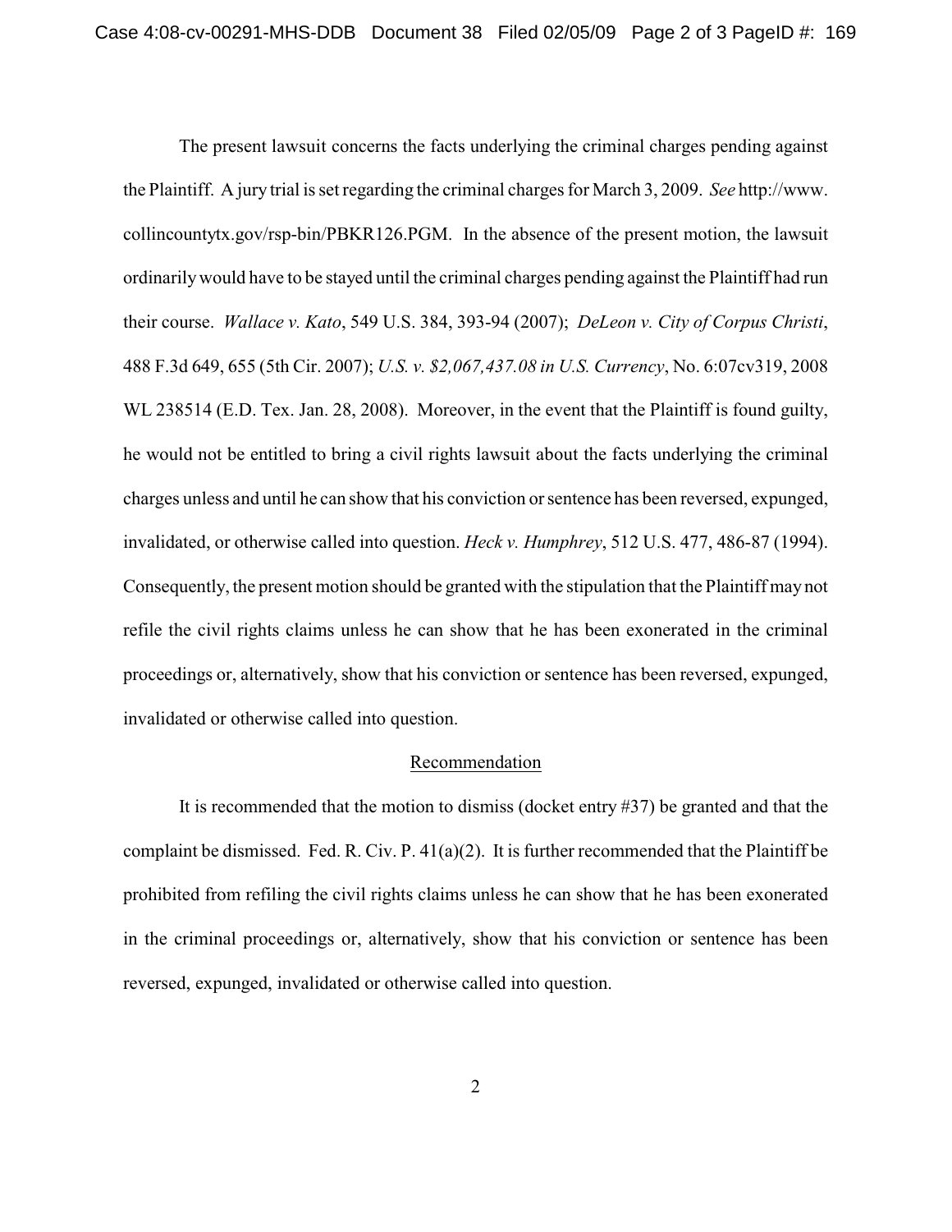The present lawsuit concerns the facts underlying the criminal charges pending against the Plaintiff. A jury trial is set regarding the criminal charges for March 3, 2009. *See* http://www.collincountytx.gov/rsp-bin/PBKR126.PGM. In the absence of the present motion, the lawsuit ordinarily would have to be stayed until the criminal charges pending against the Plaintiff had run their course. *Wallace v. Kato*, 549 U.S. 384, 393-94 (2007); *DeLeon v. City of Corpus Christi*, 488 F.3d 649, 655 (5th Cir. 2007); *U.S. v. $2,067,437.08 in U.S. Currency*, No. 6:07cv319, 2008 WL 238514 (E.D. Tex. Jan. 28, 2008). Moreover, in the event that the Plaintiff is found guilty, he would not be entitled to bring a civil rights lawsuit about the facts underlying the criminal charges unless and until he can show that his conviction or sentence has been reversed, expunged, invalidated, or otherwise called into question. *Heck v. Humphrey*, 512 U.S. 477, 486-87 (1994). Consequently, the present motion should be granted with the stipulation that the Plaintiff may not refile the civil rights claims unless he can show that he has been exonerated in the criminal proceedings or, alternatively, show that his conviction or sentence has been reversed, expunged, invalidated or otherwise called into question.

## Recommendation

It is recommended that the motion to dismiss (docket entry #37) be granted and that the complaint be dismissed. Fed. R. Civ. P. 41(a)(2). It is further recommended that the Plaintiff be prohibited from refiling the civil rights claims unless he can show that he has been exonerated in the criminal proceedings or, alternatively, show that his conviction or sentence has been reversed, expunged, invalidated or otherwise called into question.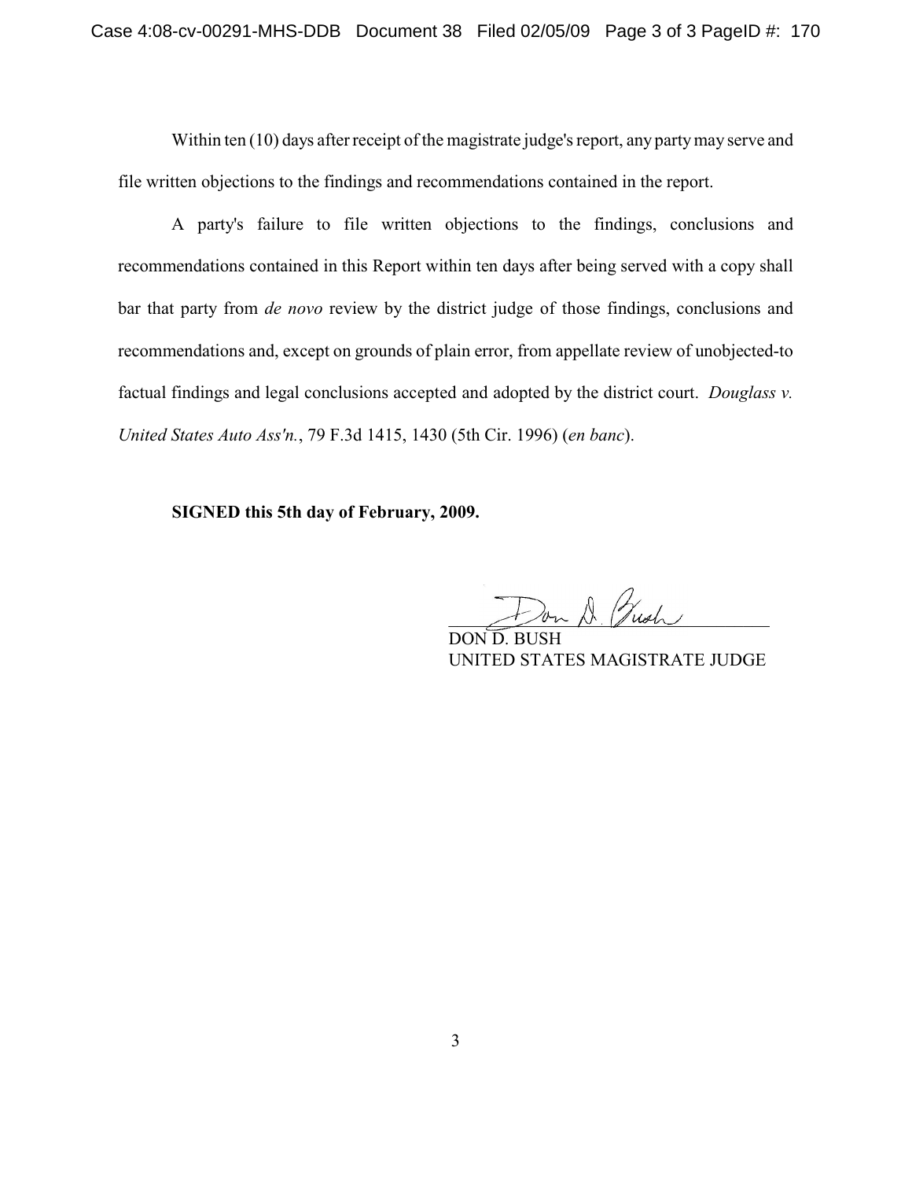Within ten (10) days after receipt of the magistrate judge's report, any party may serve and file written objections to the findings and recommendations contained in the report.

A party's failure to file written objections to the findings, conclusions and recommendations contained in this Report within ten days after being served with a copy shall bar that party from *de novo* review by the district judge of those findings, conclusions and recommendations and, except on grounds of plain error, from appellate review of unobjected-to factual findings and legal conclusions accepted and adopted by the district court. *Douglass v. United States Auto Ass'n.*, 79 F.3d 1415, 1430 (5th Cir. 1996) (*en banc*).

**SIGNED this 5th day of February, 2009.**

DON D. BUSH
UNITED STATES MAGISTRATE JUDGE